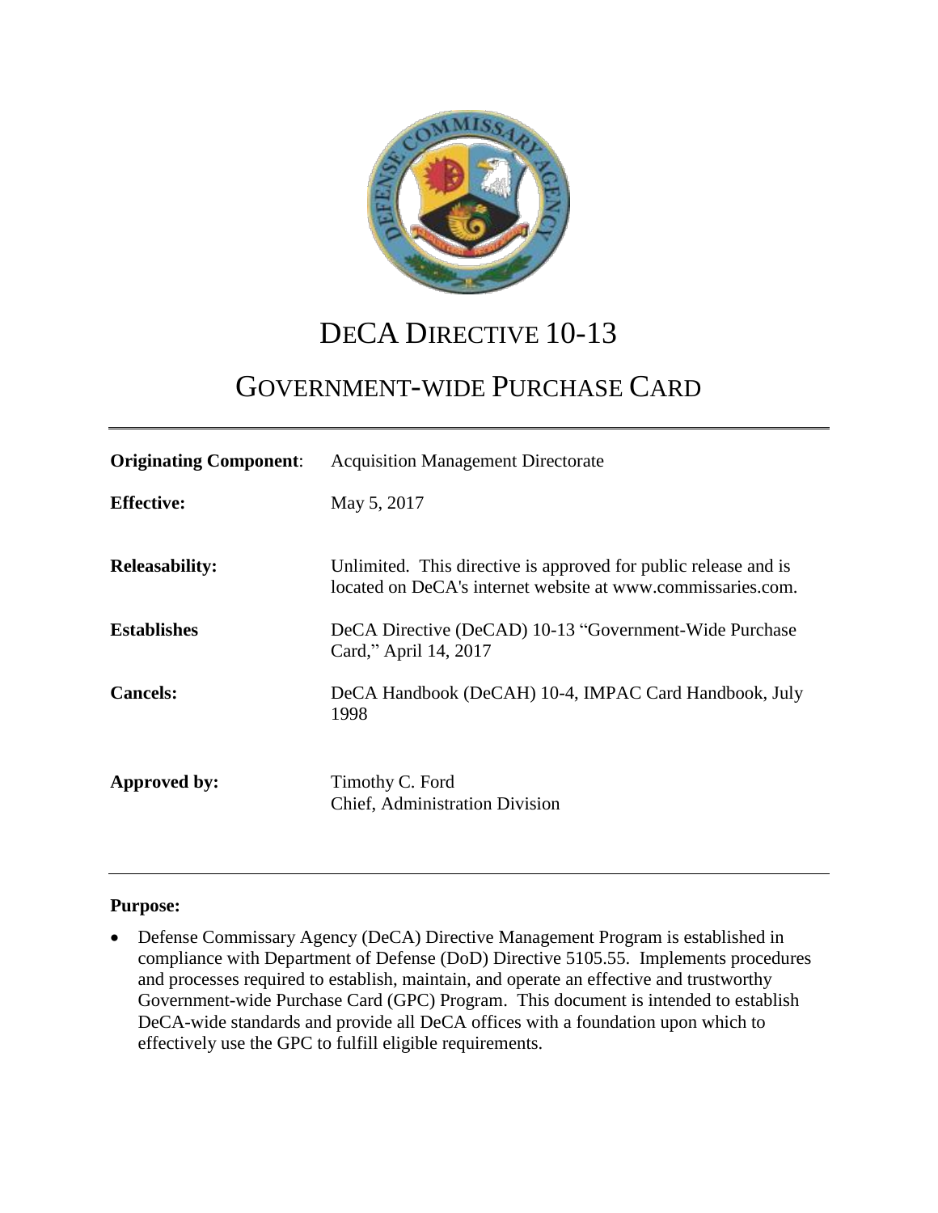# DeCA Directive 10-13

## Government-wide Purchase Card

| | |
|---|---|
| **Originating Component**: | Acquisition Management Directorate |
| **Effective:** | May 5, 2017 |
| **Releasability:** | Unlimited. This directive is approved for public release and is located on DeCA's internet website at www.commissaries.com. |
| **Establishes** | DeCA Directive (DeCAD) 10-13 "Government-Wide Purchase Card," April 14, 2017 |
| **Cancels:** | DeCA Handbook (DeCAH) 10-4, IMPAC Card Handbook, July 1998 |
| **Approved by:** | Timothy C. Ford<br>Chief, Administration Division |

**Purpose:**

- Defense Commissary Agency (DeCA) Directive Management Program is established in compliance with Department of Defense (DoD) Directive 5105.55. Implements procedures and processes required to establish, maintain, and operate an effective and trustworthy Government-wide Purchase Card (GPC) Program. This document is intended to establish DeCA-wide standards and provide all DeCA offices with a foundation upon which to effectively use the GPC to fulfill eligible requirements.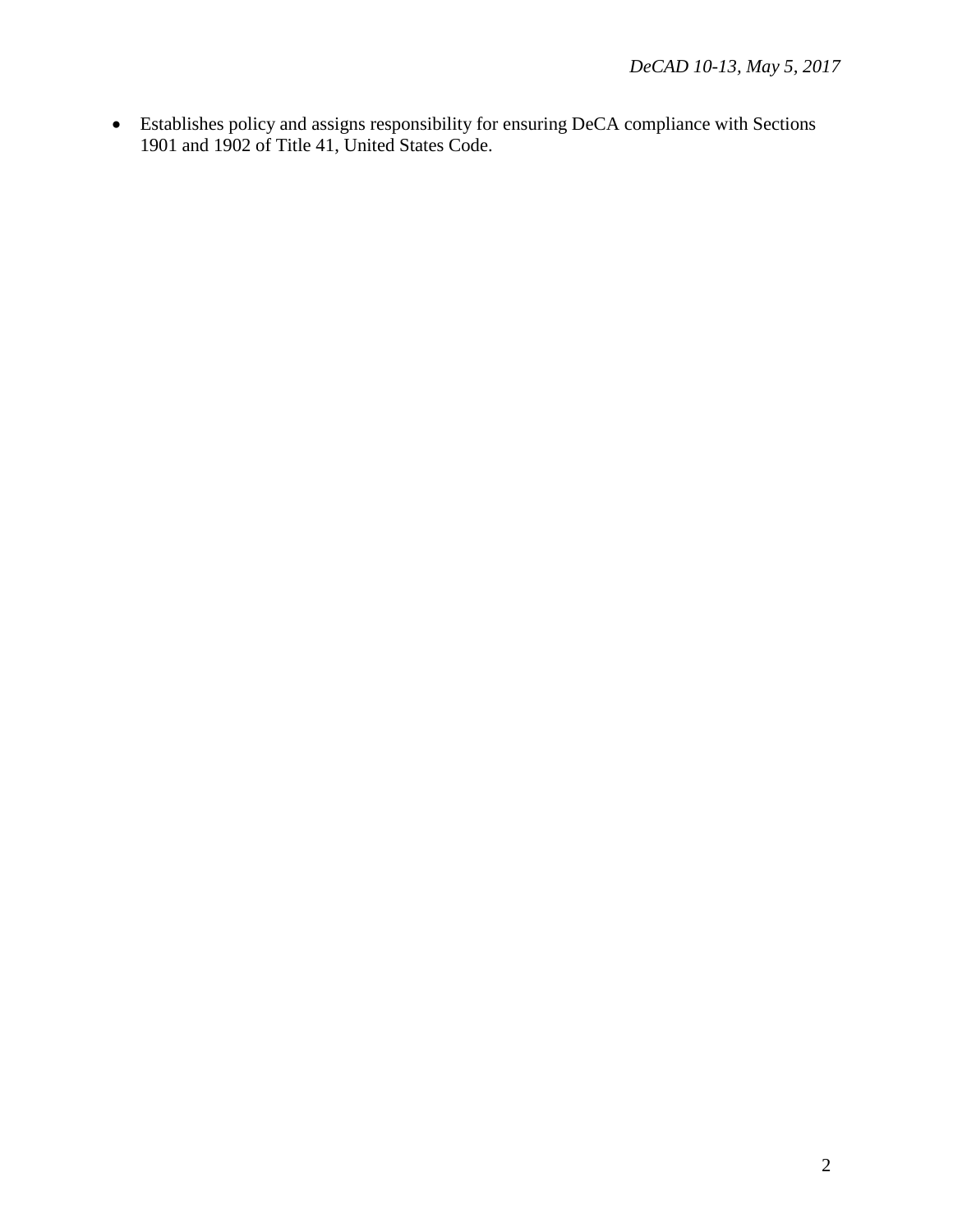- Establishes policy and assigns responsibility for ensuring DeCA compliance with Sections 1901 and 1902 of Title 41, United States Code.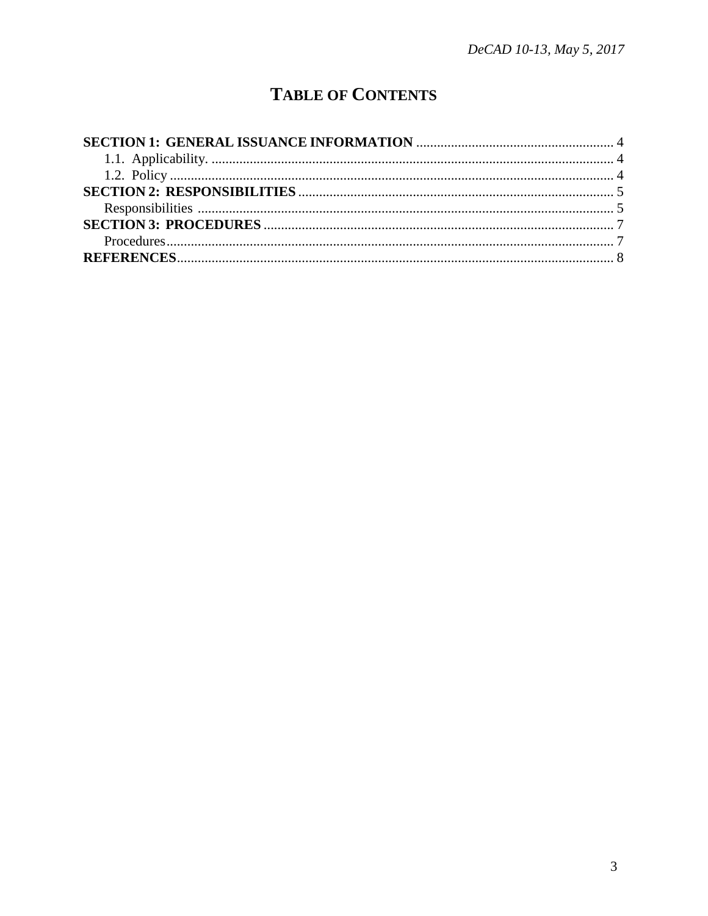# TABLE OF CONTENTS

**SECTION 1: GENERAL ISSUANCE INFORMATION** ........................................................ 4
- 1.1. Applicability. ...................................................................................................................... 4
- 1.2. Policy ................................................................................................................................. 4

**SECTION 2: RESPONSIBILITIES** .......................................................................................... 5
- Responsibilities ....................................................................................................................... 5

**SECTION 3: PROCEDURES** .................................................................................................... 7
- Procedures................................................................................................................................ 7

**REFERENCES**............................................................................................................................ 8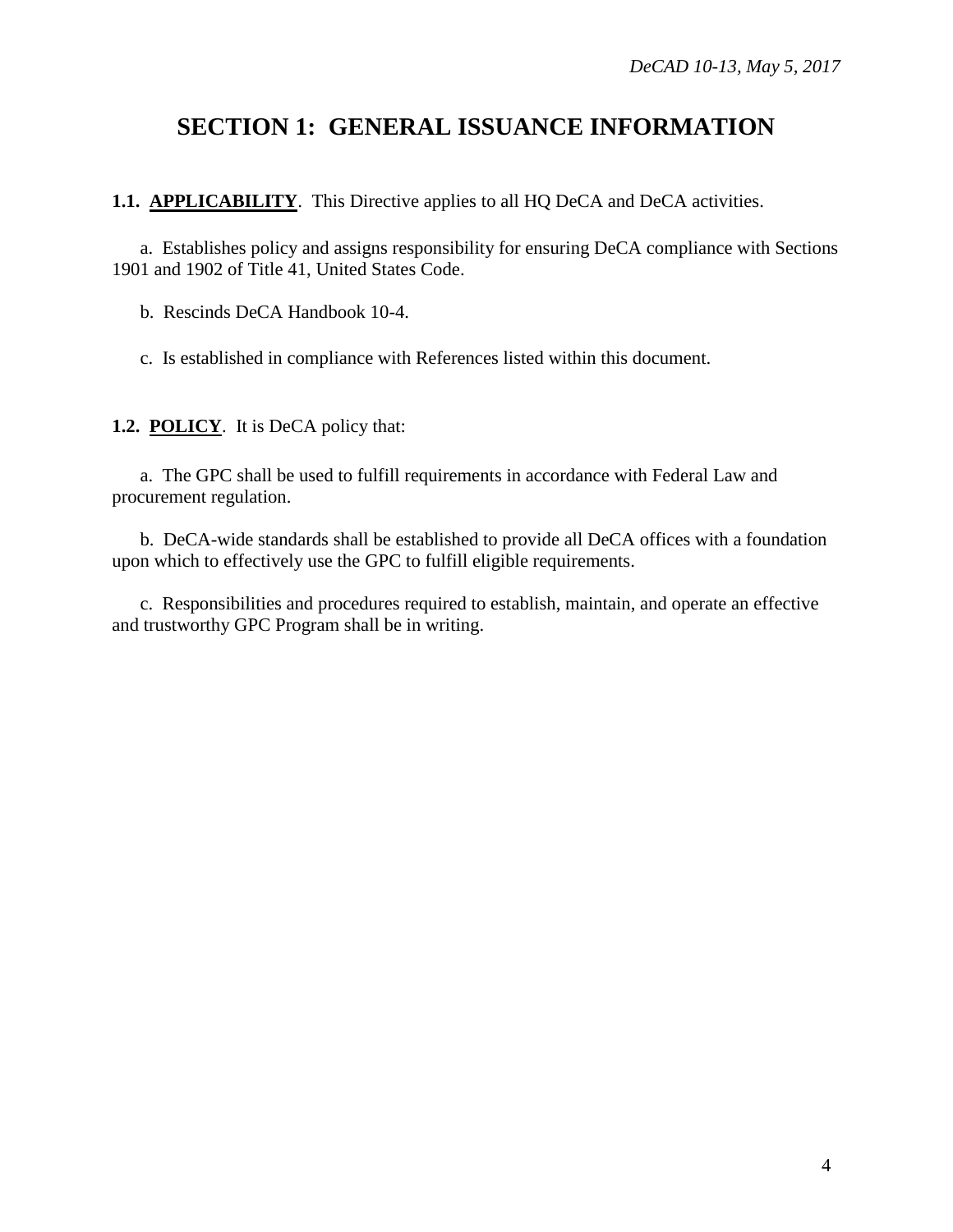# SECTION 1: GENERAL ISSUANCE INFORMATION

**1.1. APPLICABILITY**. This Directive applies to all HQ DeCA and DeCA activities.

a. Establishes policy and assigns responsibility for ensuring DeCA compliance with Sections 1901 and 1902 of Title 41, United States Code.

b. Rescinds DeCA Handbook 10-4.

c. Is established in compliance with References listed within this document.

**1.2. POLICY**. It is DeCA policy that:

a. The GPC shall be used to fulfill requirements in accordance with Federal Law and procurement regulation.

b. DeCA-wide standards shall be established to provide all DeCA offices with a foundation upon which to effectively use the GPC to fulfill eligible requirements.

c. Responsibilities and procedures required to establish, maintain, and operate an effective and trustworthy GPC Program shall be in writing.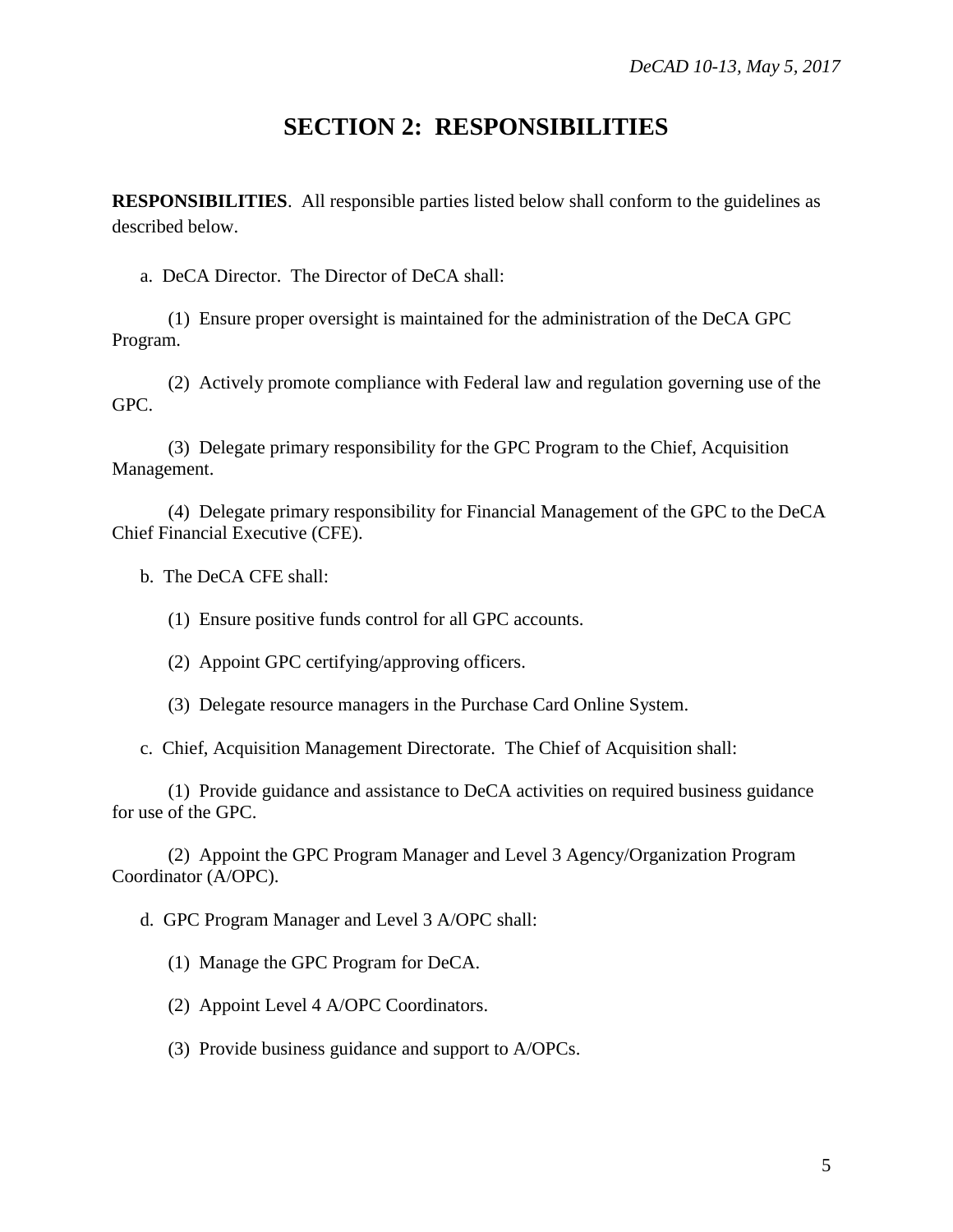# SECTION 2: RESPONSIBILITIES

**RESPONSIBILITIES**. All responsible parties listed below shall conform to the guidelines as described below.

a. DeCA Director. The Director of DeCA shall:

(1) Ensure proper oversight is maintained for the administration of the DeCA GPC Program.

(2) Actively promote compliance with Federal law and regulation governing use of the GPC.

(3) Delegate primary responsibility for the GPC Program to the Chief, Acquisition Management.

(4) Delegate primary responsibility for Financial Management of the GPC to the DeCA Chief Financial Executive (CFE).

b. The DeCA CFE shall:

(1) Ensure positive funds control for all GPC accounts.

(2) Appoint GPC certifying/approving officers.

(3) Delegate resource managers in the Purchase Card Online System.

c. Chief, Acquisition Management Directorate. The Chief of Acquisition shall:

(1) Provide guidance and assistance to DeCA activities on required business guidance for use of the GPC.

(2) Appoint the GPC Program Manager and Level 3 Agency/Organization Program Coordinator (A/OPC).

d. GPC Program Manager and Level 3 A/OPC shall:

(1) Manage the GPC Program for DeCA.

(2) Appoint Level 4 A/OPC Coordinators.

(3) Provide business guidance and support to A/OPCs.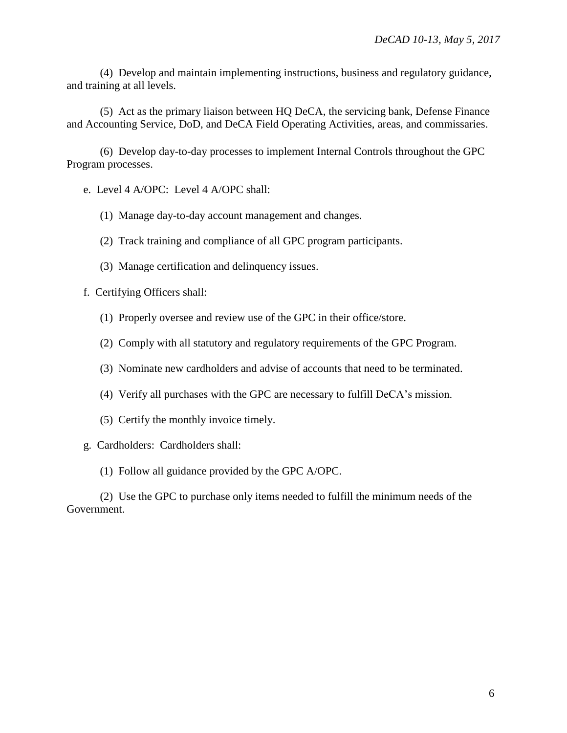(4) Develop and maintain implementing instructions, business and regulatory guidance, and training at all levels.

(5) Act as the primary liaison between HQ DeCA, the servicing bank, Defense Finance and Accounting Service, DoD, and DeCA Field Operating Activities, areas, and commissaries.

(6) Develop day-to-day processes to implement Internal Controls throughout the GPC Program processes.

e. Level 4 A/OPC: Level 4 A/OPC shall:

(1) Manage day-to-day account management and changes.

(2) Track training and compliance of all GPC program participants.

(3) Manage certification and delinquency issues.

f. Certifying Officers shall:

(1) Properly oversee and review use of the GPC in their office/store.

(2) Comply with all statutory and regulatory requirements of the GPC Program.

(3) Nominate new cardholders and advise of accounts that need to be terminated.

(4) Verify all purchases with the GPC are necessary to fulfill DeCA's mission.

(5) Certify the monthly invoice timely.

g. Cardholders: Cardholders shall:

(1) Follow all guidance provided by the GPC A/OPC.

(2) Use the GPC to purchase only items needed to fulfill the minimum needs of the Government.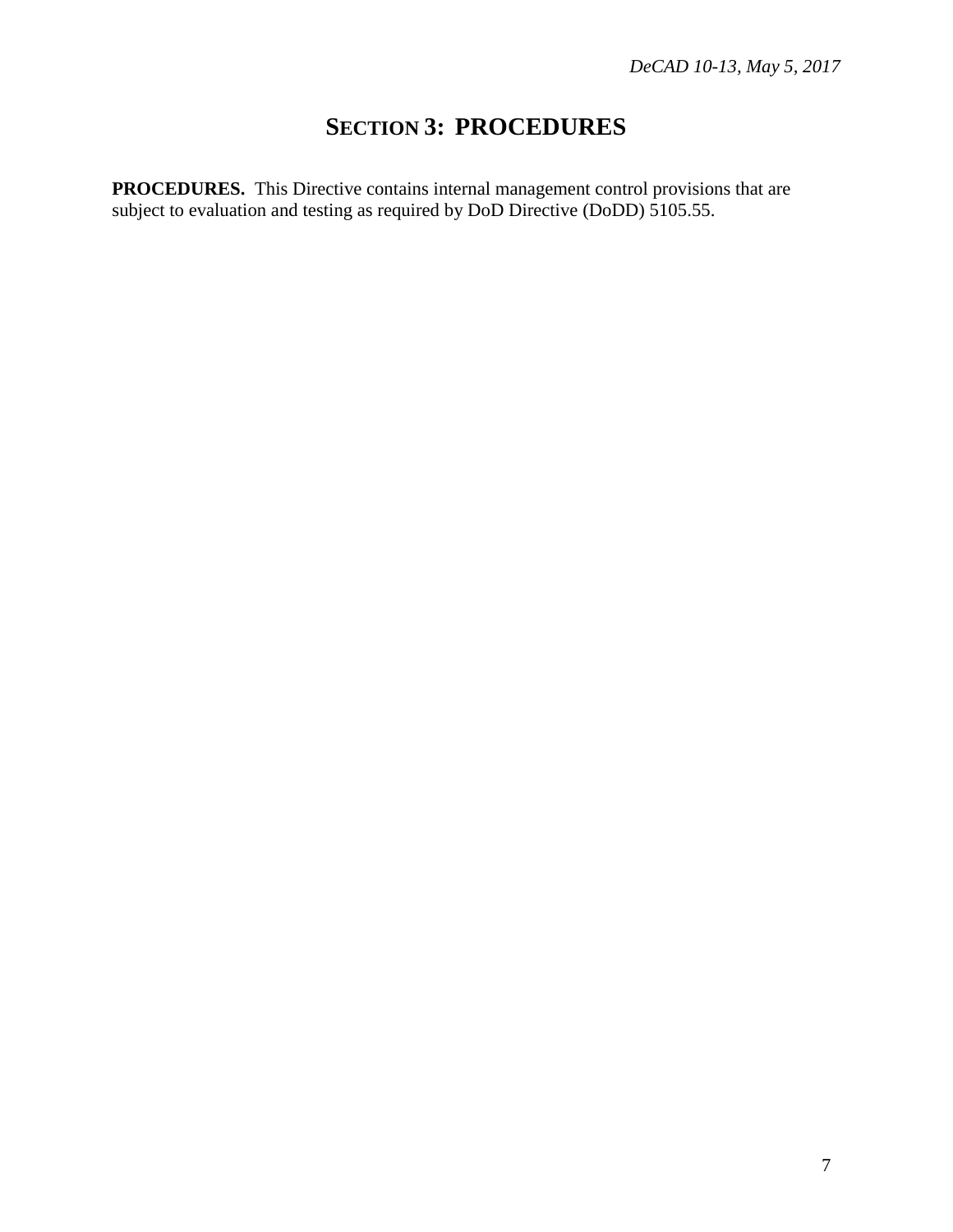# SECTION 3: PROCEDURES

**PROCEDURES.** This Directive contains internal management control provisions that are subject to evaluation and testing as required by DoD Directive (DoDD) 5105.55.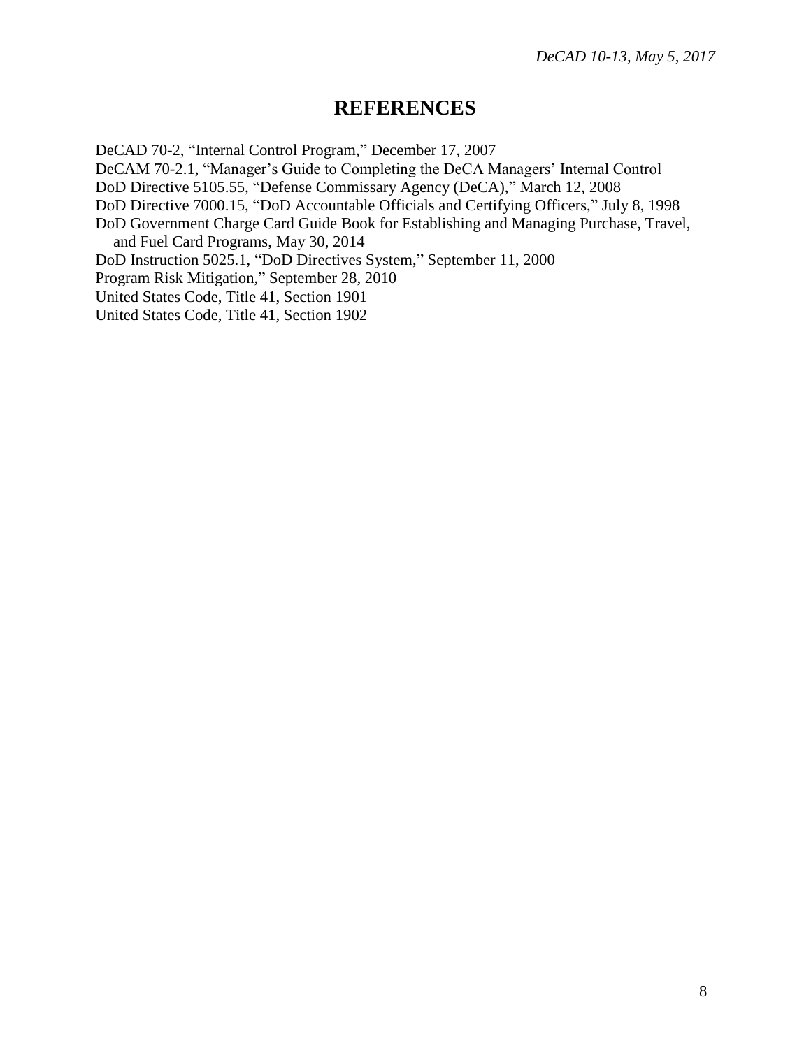# REFERENCES

DeCAD 70-2, "Internal Control Program," December 17, 2007
DeCAM 70-2.1, "Manager's Guide to Completing the DeCA Managers' Internal Control
DoD Directive 5105.55, "Defense Commissary Agency (DeCA)," March 12, 2008
DoD Directive 7000.15, "DoD Accountable Officials and Certifying Officers," July 8, 1998
DoD Government Charge Card Guide Book for Establishing and Managing Purchase, Travel, and Fuel Card Programs, May 30, 2014
DoD Instruction 5025.1, "DoD Directives System," September 11, 2000
Program Risk Mitigation," September 28, 2010
United States Code, Title 41, Section 1901
United States Code, Title 41, Section 1902